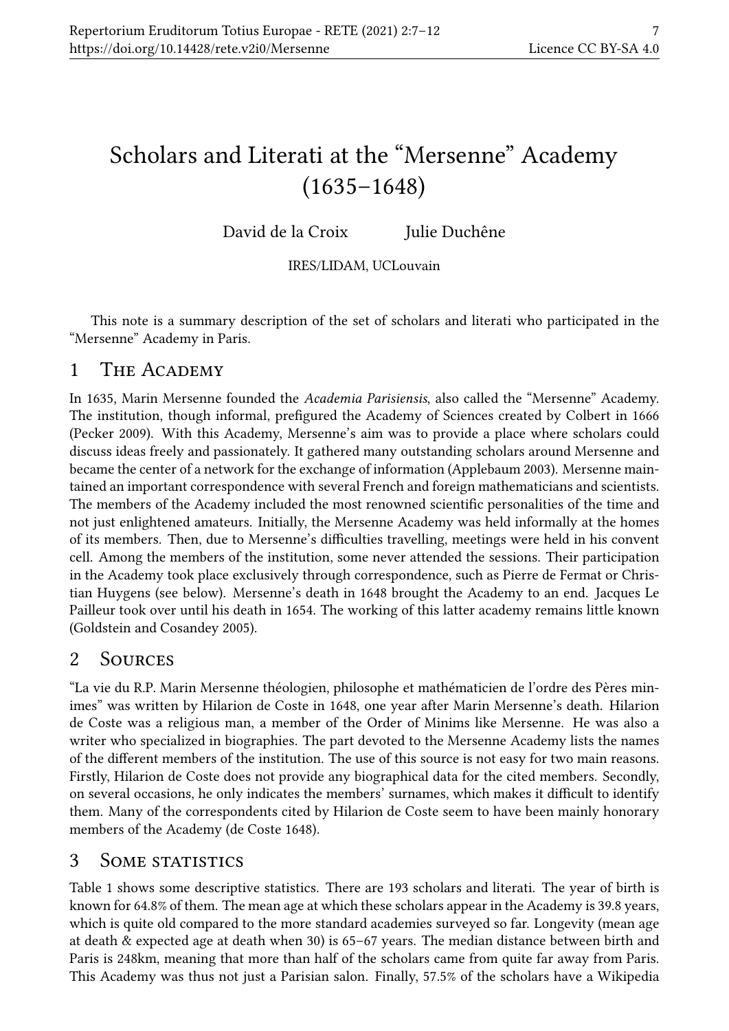# Scholars and Literati at the "Mersenne" Academy (1635–1648)

David de la Croix Julie Duchêne

IRES/LIDAM, UCLouvain

This note is a summary description of the set of scholars and literati who participated in the "Mersenne" Academy in Paris.

## 1 The Academy

In 1635, Marin Mersenne founded the *Academia Parisiensis*, also called the "Mersenne" Academy. The institution, though informal, prefigured the Academy of Sciences created by Colbert in 1666 (Pecker 2009). With this Academy, Mersenne's aim was to provide a place where scholars could discuss ideas freely and passionately. It gathered many outstanding scholars around Mersenne and became the center of a network for the exchange of information (Applebaum 2003). Mersenne maintained an important correspondence with several French and foreign mathematicians and scientists. The members of the Academy included the most renowned scientific personalities of the time and not just enlightened amateurs. Initially, the Mersenne Academy was held informally at the homes of its members. Then, due to Mersenne's difficulties travelling, meetings were held in his convent cell. Among the members of the institution, some never attended the sessions. Their participation in the Academy took place exclusively through correspondence, such as Pierre de Fermat or Christian Huygens (see below). Mersenne's death in 1648 brought the Academy to an end. Jacques Le Pailleur took over until his death in 1654. The working of this latter academy remains little known (Goldstein and Cosandey 2005).

## 2 Sources

"La vie du R.P. Marin Mersenne théologien, philosophe et mathématicien de l'ordre des Pères minimes" was written by Hilarion de Coste in 1648, one year after Marin Mersenne's death. Hilarion de Coste was a religious man, a member of the Order of Minims like Mersenne. He was also a writer who specialized in biographies. The part devoted to the Mersenne Academy lists the names of the different members of the institution. The use of this source is not easy for two main reasons. Firstly, Hilarion de Coste does not provide any biographical data for the cited members. Secondly, on several occasions, he only indicates the members' surnames, which makes it difficult to identify them. Many of the correspondents cited by Hilarion de Coste seem to have been mainly honorary members of the Academy (de Coste 1648).

## 3 Some statistics

Table 1 shows some descriptive statistics. There are 193 scholars and literati. The year of birth is known for 64.8% of them. The mean age at which these scholars appear in the Academy is 39.8 years, which is quite old compared to the more standard academies surveyed so far. Longevity (mean age at death & expected age at death when 30) is 65–67 years. The median distance between birth and Paris is 248km, meaning that more than half of the scholars came from quite far away from Paris. This Academy was thus not just a Parisian salon. Finally, 57.5% of the scholars have a Wikipedia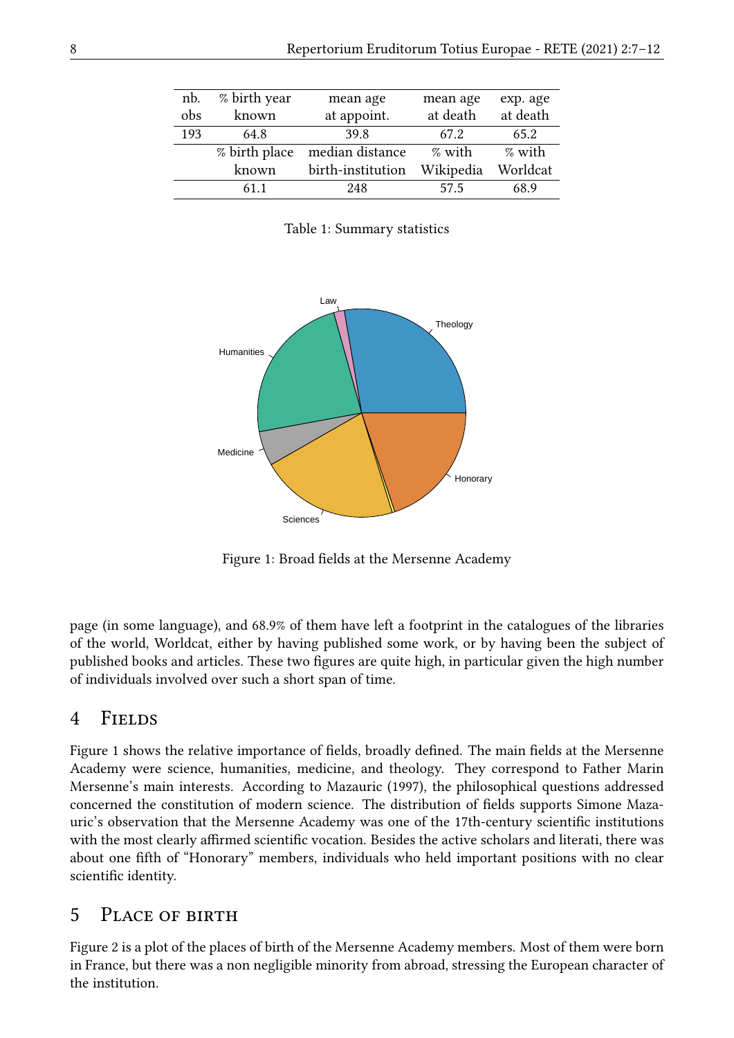| nb. obs | % birth year known | mean age at appoint. | mean age at death | exp. age at death |
|---|---|---|---|---|
| 193 | 64.8 | 39.8 | 67.2 | 65.2 |
| | % birth place known | median distance birth-institution | % with Wikipedia | % with Worldcat |
| | 61.1 | 248 | 57.5 | 68.9 |

Table 1: Summary statistics

Figure 1: Broad fields at the Mersenne Academy

page (in some language), and 68.9% of them have left a footprint in the catalogues of the libraries of the world, Worldcat, either by having published some work, or by having been the subject of published books and articles. These two figures are quite high, in particular given the high number of individuals involved over such a short span of time.

## 4 Fields

Figure 1 shows the relative importance of fields, broadly defined. The main fields at the Mersenne Academy were science, humanities, medicine, and theology. They correspond to Father Marin Mersenne's main interests. According to Mazauric (1997), the philosophical questions addressed concerned the constitution of modern science. The distribution of fields supports Simone Mazauric's observation that the Mersenne Academy was one of the 17th-century scientific institutions with the most clearly affirmed scientific vocation. Besides the active scholars and literati, there was about one fifth of "Honorary" members, individuals who held important positions with no clear scientific identity.

## 5 Place of birth

Figure 2 is a plot of the places of birth of the Mersenne Academy members. Most of them were born in France, but there was a non negligible minority from abroad, stressing the European character of the institution.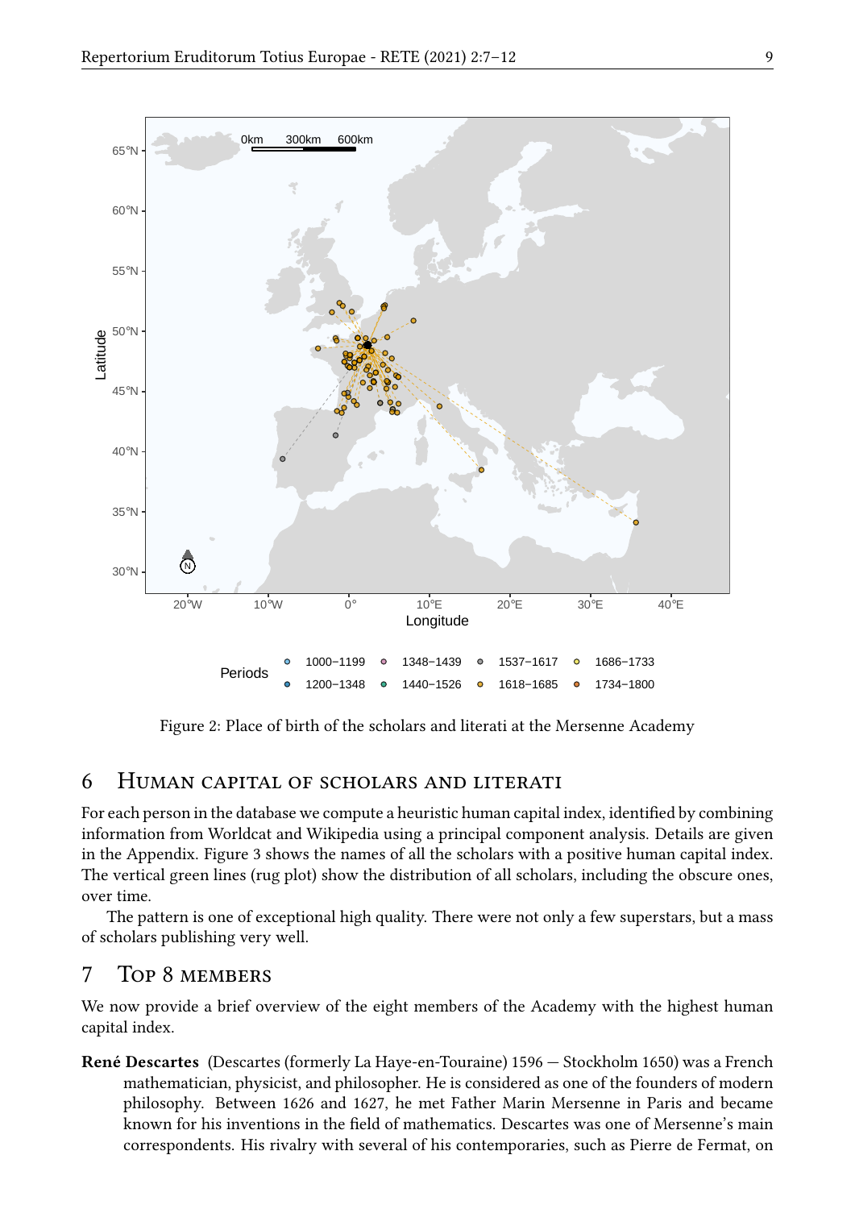Figure 2: Place of birth of the scholars and literati at the Mersenne Academy

## 6 Human capital of scholars and literati

For each person in the database we compute a heuristic human capital index, identified by combining information from Worldcat and Wikipedia using a principal component analysis. Details are given in the Appendix. Figure 3 shows the names of all the scholars with a positive human capital index. The vertical green lines (rug plot) show the distribution of all scholars, including the obscure ones, over time.

The pattern is one of exceptional high quality. There were not only a few superstars, but a mass of scholars publishing very well.

## 7 Top 8 members

We now provide a brief overview of the eight members of the Academy with the highest human capital index.

**René Descartes** (Descartes (formerly La Haye-en-Touraine) 1596 — Stockholm 1650) was a French mathematician, physicist, and philosopher. He is considered as one of the founders of modern philosophy. Between 1626 and 1627, he met Father Marin Mersenne in Paris and became known for his inventions in the field of mathematics. Descartes was one of Mersenne's main correspondents. His rivalry with several of his contemporaries, such as Pierre de Fermat, on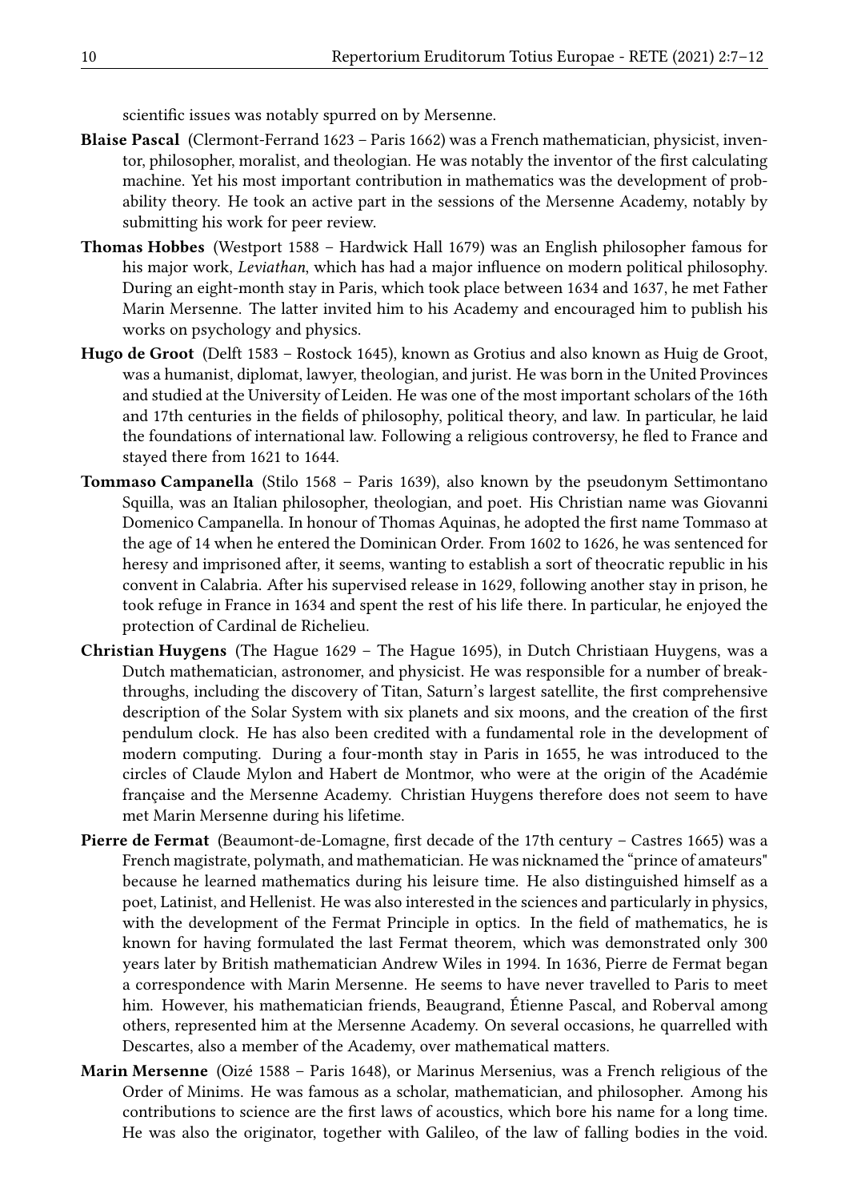scientific issues was notably spurred on by Mersenne.

**Blaise Pascal** (Clermont-Ferrand 1623 – Paris 1662) was a French mathematician, physicist, inventor, philosopher, moralist, and theologian. He was notably the inventor of the first calculating machine. Yet his most important contribution in mathematics was the development of probability theory. He took an active part in the sessions of the Mersenne Academy, notably by submitting his work for peer review.

**Thomas Hobbes** (Westport 1588 – Hardwick Hall 1679) was an English philosopher famous for his major work, *Leviathan*, which has had a major influence on modern political philosophy. During an eight-month stay in Paris, which took place between 1634 and 1637, he met Father Marin Mersenne. The latter invited him to his Academy and encouraged him to publish his works on psychology and physics.

**Hugo de Groot** (Delft 1583 – Rostock 1645), known as Grotius and also known as Huig de Groot, was a humanist, diplomat, lawyer, theologian, and jurist. He was born in the United Provinces and studied at the University of Leiden. He was one of the most important scholars of the 16th and 17th centuries in the fields of philosophy, political theory, and law. In particular, he laid the foundations of international law. Following a religious controversy, he fled to France and stayed there from 1621 to 1644.

**Tommaso Campanella** (Stilo 1568 – Paris 1639), also known by the pseudonym Settimontano Squilla, was an Italian philosopher, theologian, and poet. His Christian name was Giovanni Domenico Campanella. In honour of Thomas Aquinas, he adopted the first name Tommaso at the age of 14 when he entered the Dominican Order. From 1602 to 1626, he was sentenced for heresy and imprisoned after, it seems, wanting to establish a sort of theocratic republic in his convent in Calabria. After his supervised release in 1629, following another stay in prison, he took refuge in France in 1634 and spent the rest of his life there. In particular, he enjoyed the protection of Cardinal de Richelieu.

**Christian Huygens** (The Hague 1629 – The Hague 1695), in Dutch Christiaan Huygens, was a Dutch mathematician, astronomer, and physicist. He was responsible for a number of breakthroughs, including the discovery of Titan, Saturn's largest satellite, the first comprehensive description of the Solar System with six planets and six moons, and the creation of the first pendulum clock. He has also been credited with a fundamental role in the development of modern computing. During a four-month stay in Paris in 1655, he was introduced to the circles of Claude Mylon and Habert de Montmor, who were at the origin of the Académie française and the Mersenne Academy. Christian Huygens therefore does not seem to have met Marin Mersenne during his lifetime.

**Pierre de Fermat** (Beaumont-de-Lomagne, first decade of the 17th century – Castres 1665) was a French magistrate, polymath, and mathematician. He was nicknamed the "prince of amateurs" because he learned mathematics during his leisure time. He also distinguished himself as a poet, Latinist, and Hellenist. He was also interested in the sciences and particularly in physics, with the development of the Fermat Principle in optics. In the field of mathematics, he is known for having formulated the last Fermat theorem, which was demonstrated only 300 years later by British mathematician Andrew Wiles in 1994. In 1636, Pierre de Fermat began a correspondence with Marin Mersenne. He seems to have never travelled to Paris to meet him. However, his mathematician friends, Beaugrand, Étienne Pascal, and Roberval among others, represented him at the Mersenne Academy. On several occasions, he quarrelled with Descartes, also a member of the Academy, over mathematical matters.

**Marin Mersenne** (Oizé 1588 – Paris 1648), or Marinus Mersenius, was a French religious of the Order of Minims. He was famous as a scholar, mathematician, and philosopher. Among his contributions to science are the first laws of acoustics, which bore his name for a long time. He was also the originator, together with Galileo, of the law of falling bodies in the void.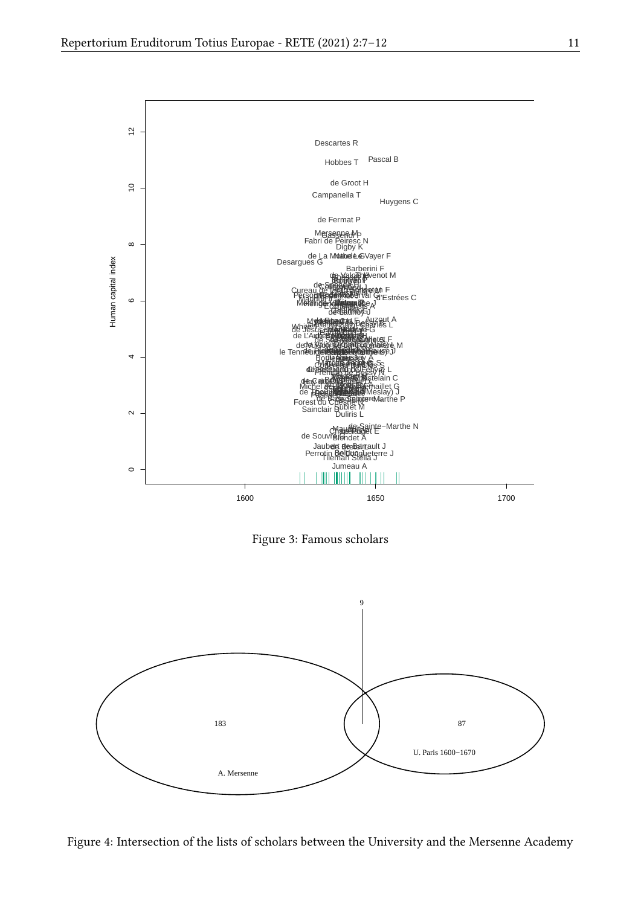Figure 3: Famous scholars

Figure 4: Intersection of the lists of scholars between the University and the Mersenne Academy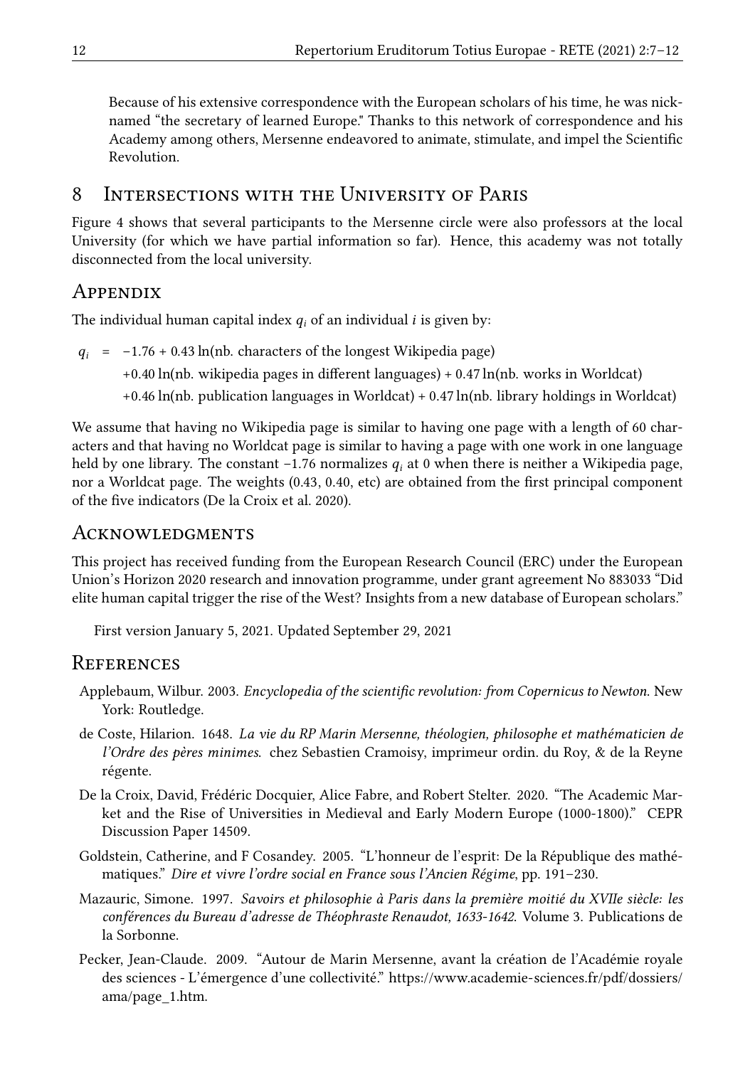Because of his extensive correspondence with the European scholars of his time, he was nicknamed "the secretary of learned Europe." Thanks to this network of correspondence and his Academy among others, Mersenne endeavored to animate, stimulate, and impel the Scientific Revolution.

## 8 Intersections with the University of Paris

Figure 4 shows that several participants to the Mersenne circle were also professors at the local University (for which we have partial information so far). Hence, this academy was not totally disconnected from the local university.

## Appendix

The individual human capital index $q_i$ of an individual $i$ is given by:

$$
\begin{aligned}
q_i \;=\; & -1.76 + 0.43 \ln(\text{nb. characters of the longest Wikipedia page}) \\
& +0.40 \ln(\text{nb. wikipedia pages in different languages}) + 0.47 \ln(\text{nb. works in Worldcat}) \\
& +0.46 \ln(\text{nb. publication languages in Worldcat}) + 0.47 \ln(\text{nb. library holdings in Worldcat})
\end{aligned}
$$

We assume that having no Wikipedia page is similar to having one page with a length of 60 characters and that having no Worldcat page is similar to having a page with one work in one language held by one library. The constant −1.76 normalizes $q_i$ at 0 when there is neither a Wikipedia page, nor a Worldcat page. The weights (0.43, 0.40, etc) are obtained from the first principal component of the five indicators (De la Croix et al. 2020).

## Acknowledgments

This project has received funding from the European Research Council (ERC) under the European Union's Horizon 2020 research and innovation programme, under grant agreement No 883033 "Did elite human capital trigger the rise of the West? Insights from a new database of European scholars."

First version January 5, 2021. Updated September 29, 2021

## References

Applebaum, Wilbur. 2003. *Encyclopedia of the scientific revolution: from Copernicus to Newton.* New York: Routledge.

de Coste, Hilarion. 1648. *La vie du RP Marin Mersenne, théologien, philosophe et mathématicien de l'Ordre des pères minimes.* chez Sebastien Cramoisy, imprimeur ordin. du Roy, & de la Reyne régente.

De la Croix, David, Frédéric Docquier, Alice Fabre, and Robert Stelter. 2020. "The Academic Market and the Rise of Universities in Medieval and Early Modern Europe (1000-1800)." CEPR Discussion Paper 14509.

Goldstein, Catherine, and F Cosandey. 2005. "L'honneur de l'esprit: De la République des mathématiques." *Dire et vivre l'ordre social en France sous l'Ancien Régime*, pp. 191–230.

Mazauric, Simone. 1997. *Savoirs et philosophie à Paris dans la première moitié du XVIIe siècle: les conférences du Bureau d'adresse de Théophraste Renaudot, 1633-1642.* Volume 3. Publications de la Sorbonne.

Pecker, Jean-Claude. 2009. "Autour de Marin Mersenne, avant la création de l'Académie royale des sciences - L'émergence d'une collectivité." https://www.academie-sciences.fr/pdf/dossiers/ama/page_1.htm.